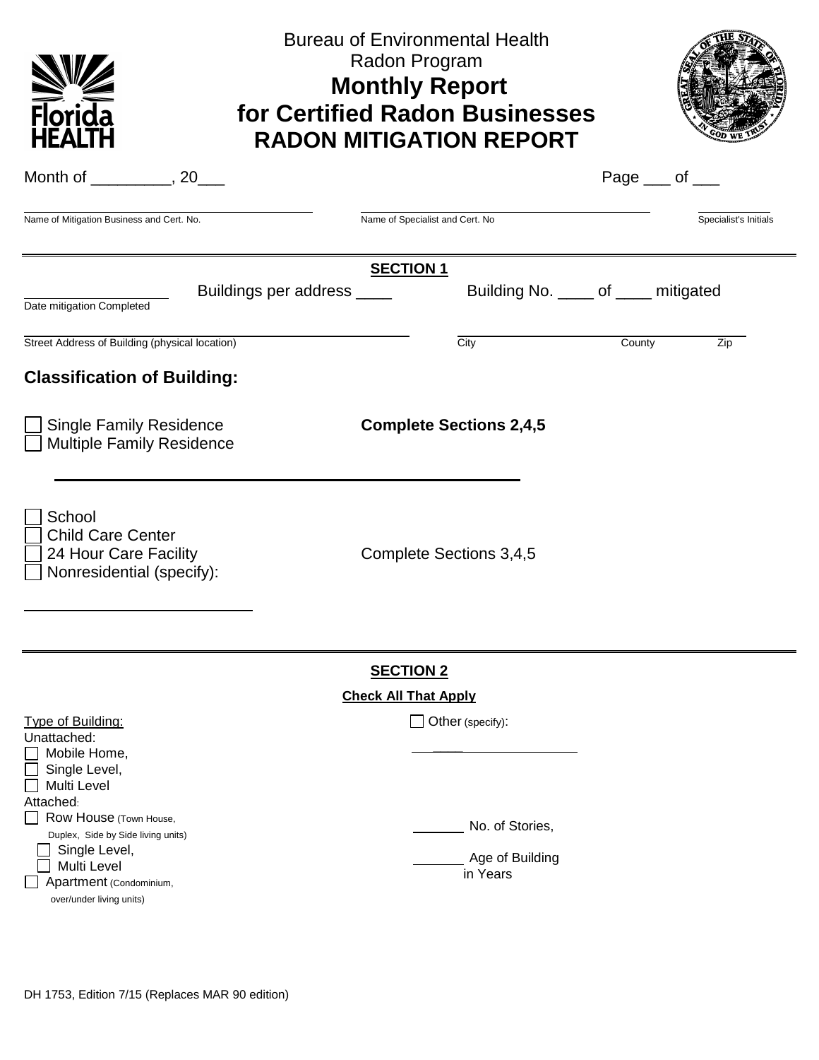Bureau of Environmental Health
Radon Program

# Monthly Report
# for Certified Radon Businesses
# RADON MITIGATION REPORT

Month of _________, 20___ Page ___ of ___

______________________________ Name of Mitigation Business and Cert. No.
______________________________ Name of Specialist and Cert. No
__________ Specialist's Initials

---

## SECTION 1

__________________ Date mitigation Completed

Buildings per address ____ Building No. ____ of ____ mitigated

______________________________ Street Address of Building (physical location)
__________ City
__________ County
__________ Zip

### Classification of Building:

- ☐ Single Family Residence
- ☐ Multiple Family Residence

**Complete Sections 2,4,5**

______________________________

- ☐ School
- ☐ Child Care Center
- ☐ 24 Hour Care Facility
- ☐ Nonresidential (specify):

Complete Sections 3,4,5

______________________________

---

## SECTION 2

**Check All That Apply**

Type of Building:

Unattached:
- ☐ Mobile Home,
- ☐ Single Level,
- ☐ Multi Level

Attached:
- ☐ Row House (Town House, Duplex, Side by Side living units)
  - ☐ Single Level,
  - ☐ Multi Level
- ☐ Apartment (Condominium, over/under living units)

☐ Other (specify): ______________________

_______ No. of Stories,

_______ Age of Building in Years

DH 1753, Edition 7/15 (Replaces MAR 90 edition)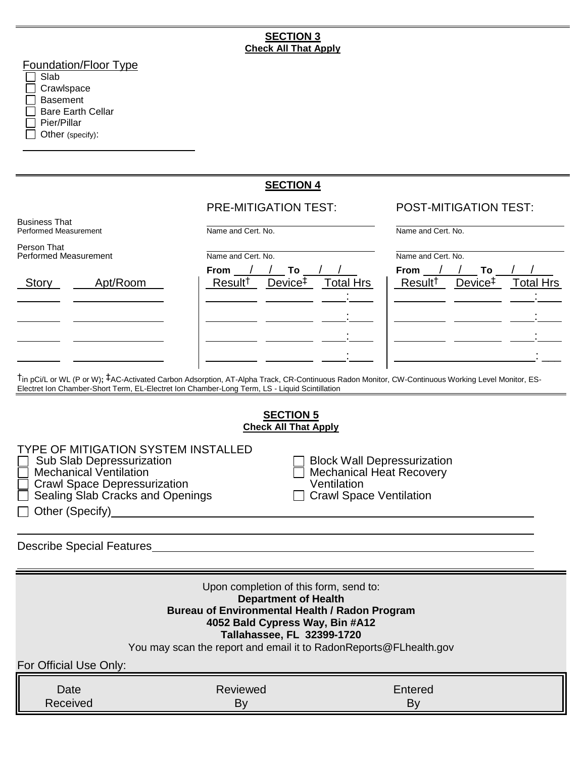## SECTION 3
**Check All That Apply**

Foundation/Floor Type

- ☐ Slab
- ☐ Crawlspace
- ☐ Basement
- ☐ Bare Earth Cellar
- ☐ Pier/Pillar
- ☐ Other (specify): ____________________

## SECTION 4

| | | PRE-MITIGATION TEST: | | | POST-MITIGATION TEST: | | |
|---|---|---|---|---|---|---|---|
| Business That Performed Measurement | | Name and Cert. No. | | | Name and Cert. No. | | |
| Person That Performed Measurement | | Name and Cert. No. | | | Name and Cert. No. | | |
| | | From / / To / / | | | From / / To / / | | |
| Story | Apt/Room | Result† | Device‡ | Total Hrs | Result† | Device‡ | Total Hrs |
| | | | | : | | | : |
| | | | | : | | | : |
| | | | | : | | | : |
| | | | | : | | | : |

†in pCi/L or WL (P or W); ‡AC-Activated Carbon Adsorption, AT-Alpha Track, CR-Continuous Radon Monitor, CW-Continuous Working Level Monitor, ES-Electret Ion Chamber-Short Term, EL-Electret Ion Chamber-Long Term, LS - Liquid Scintillation

## SECTION 5
**Check All That Apply**

TYPE OF MITIGATION SYSTEM INSTALLED

- ☐ Sub Slab Depressurization
- ☐ Mechanical Ventilation
- ☐ Crawl Space Depressurization
- ☐ Sealing Slab Cracks and Openings
- ☐ Block Wall Depressurization
- ☐ Mechanical Heat Recovery Ventilation
- ☐ Crawl Space Ventilation
- ☐ Other (Specify) ____________________

Describe Special Features ____________________

Upon completion of this form, send to:
**Department of Health**
**Bureau of Environmental Health / Radon Program**
**4052 Bald Cypress Way, Bin #A12**
**Tallahassee, FL 32399-1720**
You may scan the report and email it to RadonReports@FLhealth.gov

For Official Use Only:

| Date Received | Reviewed By | Entered By |
|---|---|---|
| | | |